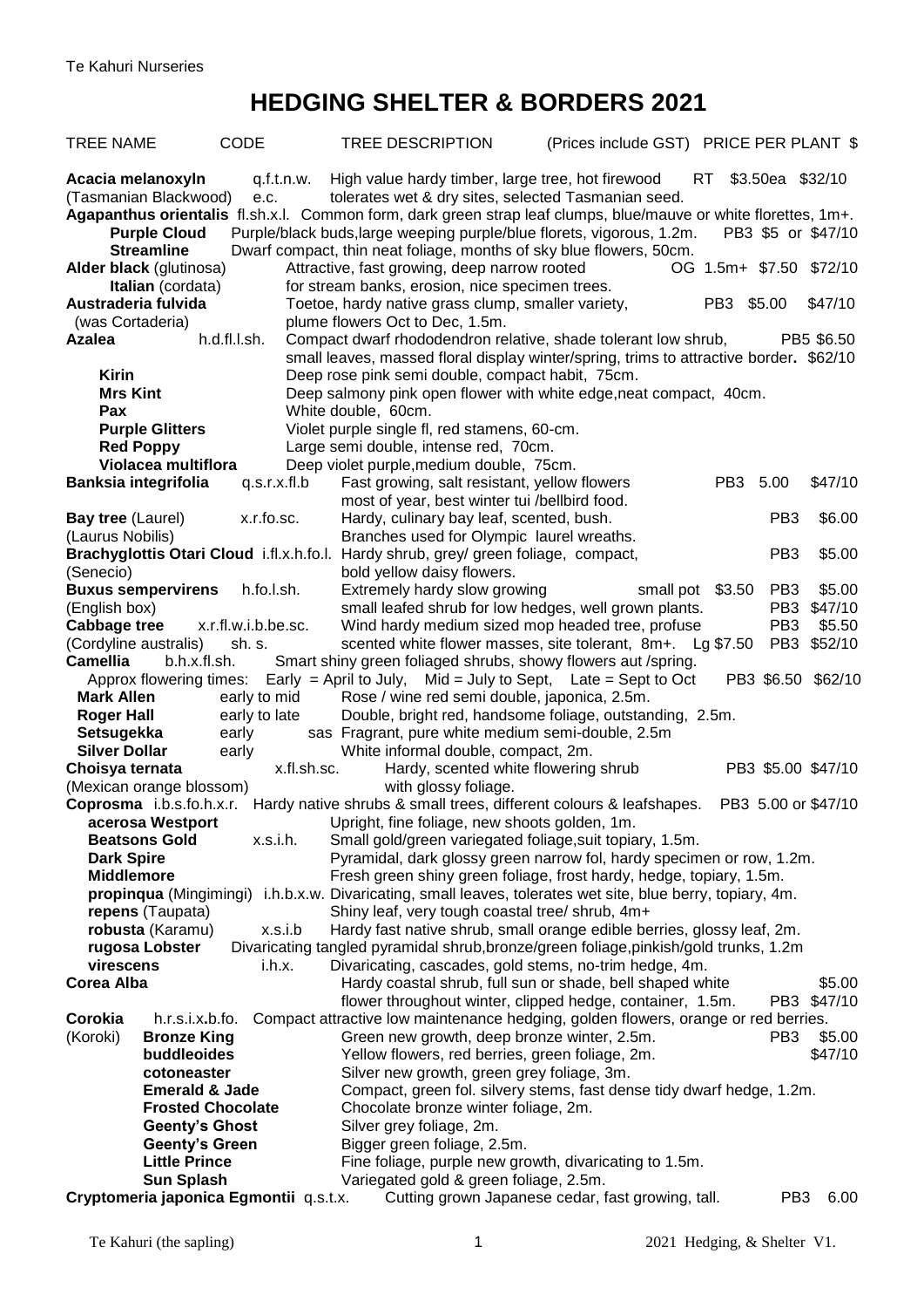Te Kahuri Nurseries

# HEDGING SHELTER & BORDERS 2021

| TREE NAME | CODE | TREE DESCRIPTION (Prices include GST) | PRICE PER PLANT $ |
|---|---|---|---|
| **Acacia melanoxyln** (Tasmanian Blackwood) | q.f.t.n.w. e.c. | High value hardy timber, large tree, hot firewood tolerates wet & dry sites, selected Tasmanian seed. | RT $3.50ea $32/10 |
| **Agapanthus orientalis** | fl.sh.x.l. | Common form, dark green strap leaf clumps, blue/mauve or white florettes, 1m+. | |
| **Purple Cloud** | | Purple/black buds,large weeping purple/blue florets, vigorous, 1.2m. | PB3 $5 or $47/10 |
| **Streamline** | | Dwarf compact, thin neat foliage, months of sky blue flowers, 50cm. | |
| **Alder black** (glutinosa) | | Attractive, fast growing, deep narrow rooted | OG 1.5m+ $7.50 $72/10 |
| **Italian** (cordata) | | for stream banks, erosion, nice specimen trees. | |
| **Austraderia fulvida** (was Cortaderia) | | Toetoe, hardy native grass clump, smaller variety, plume flowers Oct to Dec, 1.5m. | PB3 $5.00 $47/10 |
| **Azalea** | h.d.fl.l.sh. | Compact dwarf rhododendron relative, shade tolerant low shrub, small leaves, massed floral display winter/spring, trims to attractive border. | PB5 $6.50 $62/10 |
| **Kirin** | | Deep rose pink semi double, compact habit, 75cm. | |
| **Mrs Kint** | | Deep salmony pink open flower with white edge,neat compact, 40cm. | |
| **Pax** | | White double, 60cm. | |
| **Purple Glitters** | | Violet purple single fl, red stamens, 60-cm. | |
| **Red Poppy** | | Large semi double, intense red, 70cm. | |
| **Violacea multiflora** | | Deep violet purple,medium double, 75cm. | |
| **Banksia integrifolia** | q.s.r.x.fl.b | Fast growing, salt resistant, yellow flowers most of year, best winter tui /bellbird food. | PB3 5.00 $47/10 |
| **Bay tree** (Laurel) (Laurus Nobilis) | x.r.fo.sc. | Hardy, culinary bay leaf, scented, bush. Branches used for Olympic laurel wreaths. | PB3 $6.00 |
| **Brachyglottis Otari Cloud** (Senecio) | i.fl.x.h.fo.l. | Hardy shrub, grey/ green foliage, compact, bold yellow daisy flowers. | PB3 $5.00 |
| **Buxus sempervirens** (English box) | h.fo.l.sh. | Extremely hardy slow growing small leafed shrub for low hedges, well grown plants. | small pot $3.50 PB3 $5.00 PB3 $47/10 |
| **Cabbage tree** (Cordyline australis) | x.r.fl.w.i.b.be.sc. sh. s. | Wind hardy medium sized mop headed tree, profuse scented white flower masses, site tolerant, 8m+. | Lg $7.50 PB3 $5.50 PB3 $52/10 |
| **Camellia** | b.h.x.fl.sh. | Smart shiny green foliaged shrubs, showy flowers aut /spring. | |
| | | Approx flowering times: Early = April to July, Mid = July to Sept, Late = Sept to Oct | PB3 $6.50 $62/10 |
| **Mark Allen** | early to mid | Rose / wine red semi double, japonica, 2.5m. | |
| **Roger Hall** | early to late | Double, bright red, handsome foliage, outstanding, 2.5m. | |
| **Setsugekka** | early sas | Fragrant, pure white medium semi-double, 2.5m | |
| **Silver Dollar** | early | White informal double, compact, 2m. | |
| **Choisya ternata** (Mexican orange blossom) | x.fl.sh.sc. | Hardy, scented white flowering shrub with glossy foliage. | PB3 $5.00 $47/10 |
| **Coprosma** | i.b.s.fo.h.x.r. | Hardy native shrubs & small trees, different colours & leafshapes. | PB3 5.00 or $47/10 |
| **acerosa Westport** | | Upright, fine foliage, new shoots golden, 1m. | |
| **Beatsons Gold** | x.s.i.h. | Small gold/green variegated foliage,suit topiary, 1.5m. | |
| **Dark Spire** | | Pyramidal, dark glossy green narrow fol, hardy specimen or row, 1.2m. | |
| **Middlemore** | | Fresh green shiny green foliage, frost hardy, hedge, topiary, 1.5m. | |
| **propinqua** (Mingimingi) | i.h.b.x.w. | Divaricating, small leaves, tolerates wet site, blue berry, topiary, 4m. | |
| **repens** (Taupata) | | Shiny leaf, very tough coastal tree/ shrub, 4m+ | |
| **robusta** (Karamu) | x.s.i.b | Hardy fast native shrub, small orange edible berries, glossy leaf, 2m. | |
| **rugosa Lobster** | | Divaricating tangled pyramidal shrub,bronze/green foliage,pinkish/gold trunks, 1.2m | |
| **virescens** | i.h.x. | Divaricating, cascades, gold stems, no-trim hedge, 4m. | |
| **Corea Alba** | | Hardy coastal shrub, full sun or shade, bell shaped white flower throughout winter, clipped hedge, container, 1.5m. | $5.00 PB3 $47/10 |
| **Corokia** (Koroki) | h.r.s.i.x.b.fo. | Compact attractive low maintenance hedging, golden flowers, orange or red berries. | |
| **Bronze King** | | Green new growth, deep bronze winter, 2.5m. | PB3 $5.00 |
| **buddleoides** | | Yellow flowers, red berries, green foliage, 2m. | $47/10 |
| **cotoneaster** | | Silver new growth, green grey foliage, 3m. | |
| **Emerald & Jade** | | Compact, green fol. silvery stems, fast dense tidy dwarf hedge, 1.2m. | |
| **Frosted Chocolate** | | Chocolate bronze winter foliage, 2m. | |
| **Geenty's Ghost** | | Silver grey foliage, 2m. | |
| **Geenty's Green** | | Bigger green foliage, 2.5m. | |
| **Little Prince** | | Fine foliage, purple new growth, divaricating to 1.5m. | |
| **Sun Splash** | | Variegated gold & green foliage, 2.5m. | |
| **Cryptomeria japonica Egmontii** | q.s.t.x. | Cutting grown Japanese cedar, fast growing, tall. | PB3 6.00 |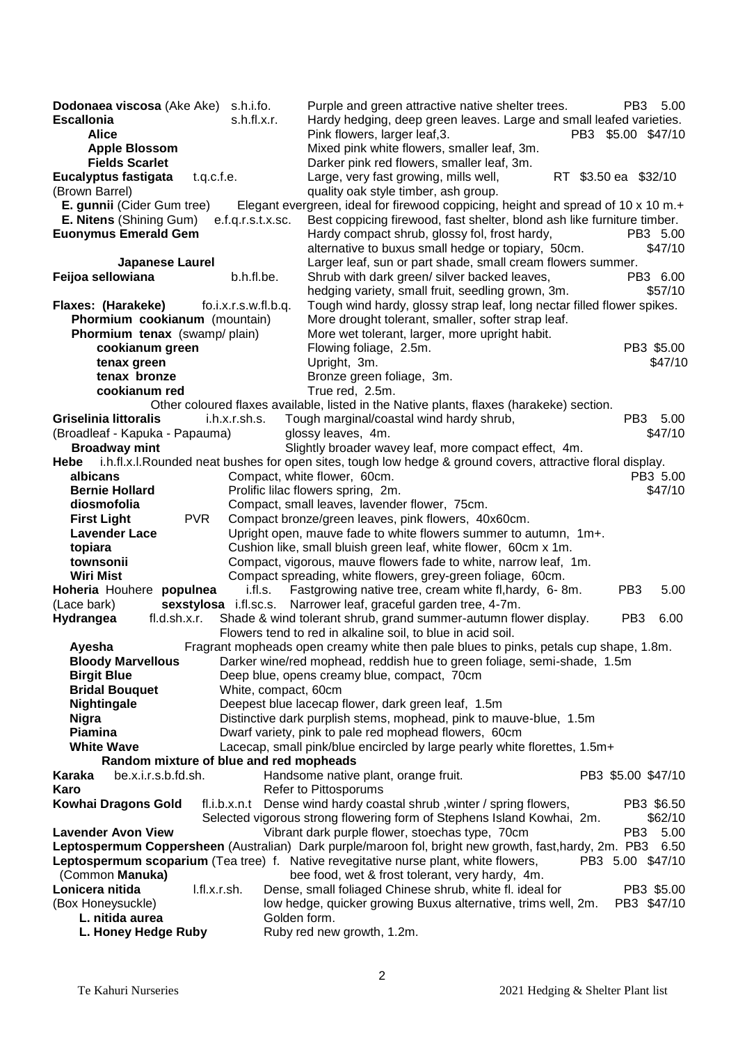**Dodonaea viscosa** (Ake Ake) s.h.i.fo. Purple and green attractive native shelter trees. PB3 5.00

**Escallonia** s.h.fl.x.r. Hardy hedging, deep green leaves. Large and small leafed varieties.

- **Alice** Pink flowers, larger leaf,3. PB3 $5.00 $47/10
- **Apple Blossom** Mixed pink white flowers, smaller leaf, 3m.
- **Fields Scarlet** Darker pink red flowers, smaller leaf, 3m.

**Eucalyptus fastigata** t.q.c.f.e. (Brown Barrel) Large, very fast growing, mills well, quality oak style timber, ash group. RT $3.50 ea $32/10

- **E. gunnii** (Cider Gum tree) Elegant evergreen, ideal for firewood coppicing, height and spread of 10 x 10 m.+
- **E. Nitens** (Shining Gum) e.f.q.r.s.t.x.sc. Best coppicing firewood, fast shelter, blond ash like furniture timber.

**Euonymus Emerald Gem** Hardy compact shrub, glossy fol, frost hardy, alternative to buxus small hedge or topiary, 50cm. PB3 5.00 $47/10

- **Japanese Laurel** Larger leaf, sun or part shade, small cream flowers summer.

**Feijoa sellowiana** b.h.fl.be. Shrub with dark green/ silver backed leaves, hedging variety, small fruit, seedling grown, 3m. PB3 6.00 $57/10

**Flaxes: (Harakeke)** fo.i.x.r.s.w.fl.b.q. Tough wind hardy, glossy strap leaf, long nectar filled flower spikes.

- **Phormium cookianum** (mountain) More drought tolerant, smaller, softer strap leaf.
- **Phormium tenax** (swamp/ plain) More wet tolerant, larger, more upright habit.
  - **cookianum green** Flowing foliage, 2.5m. PB3 $5.00
  - **tenax green** Upright, 3m. $47/10
  - **tenax bronze** Bronze green foliage, 3m.
  - **cookianum red** True red, 2.5m.

Other coloured flaxes available, listed in the Native plants, flaxes (harakeke) section.

**Griselinia littoralis** i.h.x.r.sh.s. (Broadleaf - Kapuka - Papauma) Tough marginal/coastal wind hardy shrub, glossy leaves, 4m. PB3 5.00 $47/10

- **Broadway mint** Slightly broader wavey leaf, more compact effect, 4m.

**Hebe** i.h.fl.x.l.Rounded neat bushes for open sites, tough low hedge & ground covers, attractive floral display.

- **albicans** Compact, white flower, 60cm. PB3 5.00
- **Bernie Hollard** Prolific lilac flowers spring, 2m. $47/10
- **diosmofolia** Compact, small leaves, lavender flower, 75cm.
- **First Light** PVR Compact bronze/green leaves, pink flowers, 40x60cm.
- **Lavender Lace** Upright open, mauve fade to white flowers summer to autumn, 1m+.
- **topiara** Cushion like, small bluish green leaf, white flower, 60cm x 1m.
- **townsonii** Compact, vigorous, mauve flowers fade to white, narrow leaf, 1m.
- **Wiri Mist** Compact spreading, white flowers, grey-green foliage, 60cm.

**Hoheria** Houhere **populnea** i.fl.s. Fastgrowing native tree, cream white fl,hardy, 6- 8m. PB3 5.00

(Lace bark) **sexstylosa** i.fl.sc.s. Narrower leaf, graceful garden tree, 4-7m.

**Hydrangea** fl.d.sh.x.r. Shade & wind tolerant shrub, grand summer-autumn flower display. Flowers tend to red in alkaline soil, to blue in acid soil. PB3 6.00

- **Ayesha** Fragrant mopheads open creamy white then pale blues to pinks, petals cup shape, 1.8m.
- **Bloody Marvellous** Darker wine/red mophead, reddish hue to green foliage, semi-shade, 1.5m
- **Birgit Blue** Deep blue, opens creamy blue, compact, 70cm
- **Bridal Bouquet** White, compact, 60cm
- **Nightingale** Deepest blue lacecap flower, dark green leaf, 1.5m
- **Nigra** Distinctive dark purplish stems, mophead, pink to mauve-blue, 1.5m
- **Piamina** Dwarf variety, pink to pale red mophead flowers, 60cm
- **White Wave** Lacecap, small pink/blue encircled by large pearly white florettes, 1.5m+
- **Random mixture of blue and red mopheads**

**Karaka** be.x.i.r.s.b.fd.sh. Handsome native plant, orange fruit. PB3 $5.00 $47/10

**Karo** Refer to Pittosporums

**Kowhai Dragons Gold** fl.i.b.x.n.t Dense wind hardy coastal shrub ,winter / spring flowers, Selected vigorous strong flowering form of Stephens Island Kowhai, 2m. PB3 $6.50 $62/10

**Lavender Avon View** Vibrant dark purple flower, stoechas type, 70cm PB3 5.00

**Leptospermum Coppersheen** (Australian) Dark purple/maroon fol, bright new growth, fast,hardy, 2m. PB3 6.50

**Leptospermum scoparium** (Tea tree) f. (Common **Manuka**) Native revegitative nurse plant, white flowers, bee food, wet & frost tolerant, very hardy, 4m. PB3 5.00 $47/10

**Lonicera nitida** l.fl.x.r.sh. (Box Honeysuckle) Dense, small foliaged Chinese shrub, white fl. ideal for low hedge, quicker growing Buxus alternative, trims well, 2m. PB3 $5.00 PB3 $47/10

- **L. nitida aurea** Golden form.
- **L. Honey Hedge Ruby** Ruby red new growth, 1.2m.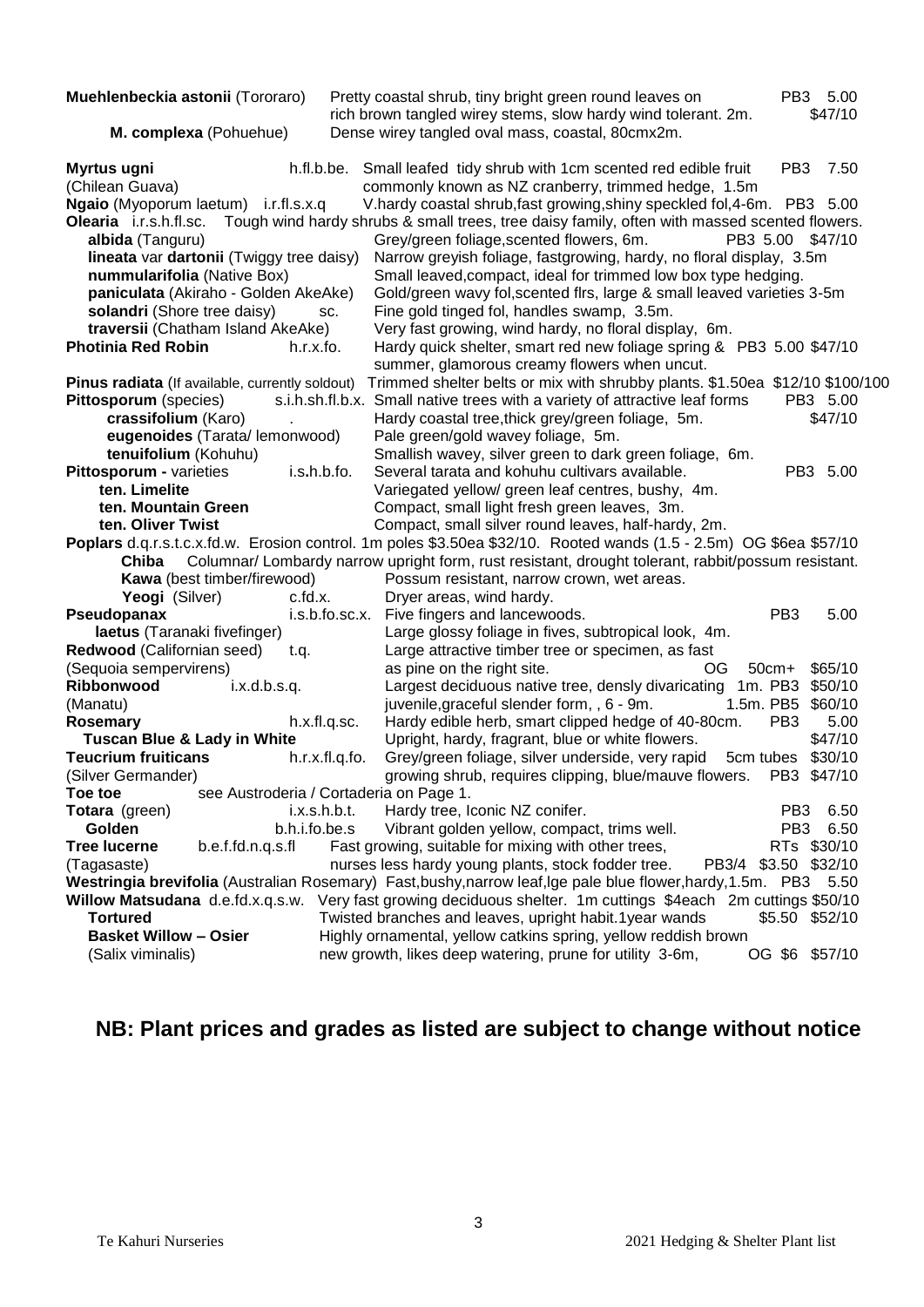**Muehlenbeckia astonii** (Tororaro) Pretty coastal shrub, tiny bright green round leaves on rich brown tangled wirey stems, slow hardy wind tolerant. 2m. PB3 5.00 $47/10

**M. complexa** (Pohuehue) Dense wirey tangled oval mass, coastal, 80cmx2m.

**Myrtus ugni** (Chilean Guava) h.fl.b.be. Small leafed tidy shrub with 1cm scented red edible fruit commonly known as NZ cranberry, trimmed hedge, 1.5m PB3 7.50

**Ngaio** (Myoporum laetum) i.r.fl.s.x.q V.hardy coastal shrub,fast growing,shiny speckled fol,4-6m. PB3 5.00

**Olearia** i.r.s.h.fl.sc. Tough wind hardy shrubs & small trees, tree daisy family, often with massed scented flowers.

- **albida** (Tanguru) Grey/green foliage,scented flowers, 6m. PB3 5.00 $47/10
- **lineata** var **dartonii** (Twiggy tree daisy) Narrow greyish foliage, fastgrowing, hardy, no floral display, 3.5m
- **nummularifolia** (Native Box) Small leaved,compact, ideal for trimmed low box type hedging.
- **paniculata** (Akiraho - Golden AkeAke) Gold/green wavy fol,scented flrs, large & small leaved varieties 3-5m
- **solandri** (Shore tree daisy) sc. Fine gold tinged fol, handles swamp, 3.5m.
- **traversii** (Chatham Island AkeAke) Very fast growing, wind hardy, no floral display, 6m.

**Photinia Red Robin** h.r.x.fo. Hardy quick shelter, smart red new foliage spring & summer, glamorous creamy flowers when uncut. PB3 5.00 $47/10

**Pinus radiata** (If available, currently soldout) Trimmed shelter belts or mix with shrubby plants. $1.50ea $12/10 $100/100

**Pittosporum** (species) s.i.h.sh.fl.b.x. Small native trees with a variety of attractive leaf forms PB3 5.00

- **crassifolium** (Karo) . Hardy coastal tree,thick grey/green foliage, 5m. $47/10
- **eugenoides** (Tarata/ lemonwood) Pale green/gold wavey foliage, 5m.
- **tenuifolium** (Kohuhu) Smallish wavey, silver green to dark green foliage, 6m.

**Pittosporum -** varieties i.s.h.b.fo. Several tarata and kohuhu cultivars available. PB3 5.00

- **ten. Limelite** Variegated yellow/ green leaf centres, bushy, 4m.
- **ten. Mountain Green** Compact, small light fresh green leaves, 3m.
- **ten. Oliver Twist** Compact, small silver round leaves, half-hardy, 2m.

**Poplars** d.q.r.s.t.c.x.fd.w. Erosion control. 1m poles $3.50ea $32/10. Rooted wands (1.5 - 2.5m) OG $6ea $57/10

- **Chiba** Columnar/ Lombardy narrow upright form, rust resistant, drought tolerant, rabbit/possum resistant.
- **Kawa** (best timber/firewood) Possum resistant, narrow crown, wet areas.
- **Yeogi** (Silver) c.fd.x. Dryer areas, wind hardy.

**Pseudopanax** i.s.b.fo.sc.x. Five fingers and lancewoods. PB3 5.00

- **laetus** (Taranaki fivefinger) Large glossy foliage in fives, subtropical look, 4m.

**Redwood** (Californian seed) (Sequoia sempervirens) t.q. Large attractive timber tree or specimen, as fast as pine on the right site. OG 50cm+ $65/10

**Ribbonwood** (Manatu) i.x.d.b.s.q. Largest deciduous native tree, densly divaricating juvenile,graceful slender form, , 6 - 9m. 1m. PB3 $50/10 1.5m. PB5 $60/10

**Rosemary** h.x.fl.q.sc. Hardy edible herb, smart clipped hedge of 40-80cm. PB3 5.00

- **Tuscan Blue & Lady in White** Upright, hardy, fragrant, blue or white flowers. $47/10

**Teucrium fruiticans** (Silver Germander) h.r.x.fl.q.fo. Grey/green foliage, silver underside, very rapid growing shrub, requires clipping, blue/mauve flowers. 5cm tubes $30/10 PB3 $47/10

**Toe toe** see Austroderia / Cortaderia on Page 1.

**Totara** (green) i.x.s.h.b.t. Hardy tree, Iconic NZ conifer. PB3 6.50

- **Golden** b.h.i.fo.be.s Vibrant golden yellow, compact, trims well. PB3 6.50

**Tree lucerne** (Tagasaste) b.e.f.fd.n.q.s.fl Fast growing, suitable for mixing with other trees, nurses less hardy young plants, stock fodder tree. RTs $30/10 PB3/4 $3.50 $32/10

**Westringia brevifolia** (Australian Rosemary) Fast,bushy,narrow leaf,lge pale blue flower,hardy,1.5m. PB3 5.50

**Willow Matsudana** d.e.fd.x.q.s.w. Very fast growing deciduous shelter. 1m cuttings $4each 2m cuttings $50/10

- **Tortured** Twisted branches and leaves, upright habit.1year wands $5.50 $52/10
- **Basket Willow – Osier** (Salix viminalis) Highly ornamental, yellow catkins spring, yellow reddish brown new growth, likes deep watering, prune for utility 3-6m, OG $6 $57/10

## NB: Plant prices and grades as listed are subject to change without notice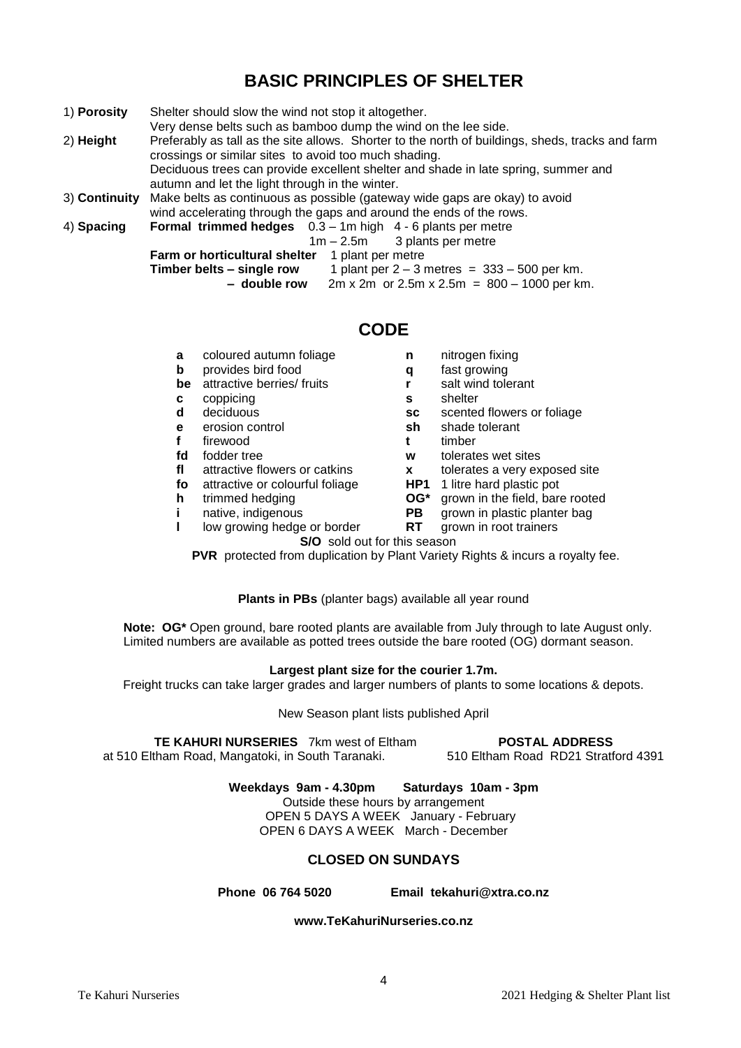# BASIC PRINCIPLES OF SHELTER

| | |
|---|---|
| 1) **Porosity** | Shelter should slow the wind not stop it altogether. Very dense belts such as bamboo dump the wind on the lee side. |
| 2) **Height** | Preferably as tall as the site allows. Shorter to the north of buildings, sheds, tracks and farm crossings or similar sites to avoid too much shading. Deciduous trees can provide excellent shelter and shade in late spring, summer and autumn and let the light through in the winter. |
| 3) **Continuity** | Make belts as continuous as possible (gateway wide gaps are okay) to avoid wind accelerating through the gaps and around the ends of the rows. |
| 4) **Spacing** | **Formal trimmed hedges** 0.3 – 1m high 4 - 6 plants per metre; 1m – 2.5m 3 plants per metre<br>**Farm or horticultural shelter** 1 plant per metre<br>**Timber belts – single row** 1 plant per 2 – 3 metres = 333 – 500 per km.<br>**– double row** 2m x 2m or 2.5m x 2.5m = 800 – 1000 per km. |

## CODE

| | | | |
|---|---|---|---|
| **a** | coloured autumn foliage | **n** | nitrogen fixing |
| **b** | provides bird food | **q** | fast growing |
| **be** | attractive berries/ fruits | **r** | salt wind tolerant |
| **c** | coppicing | **s** | shelter |
| **d** | deciduous | **sc** | scented flowers or foliage |
| **e** | erosion control | **sh** | shade tolerant |
| **f** | firewood | **t** | timber |
| **fd** | fodder tree | **w** | tolerates wet sites |
| **fl** | attractive flowers or catkins | **x** | tolerates a very exposed site |
| **fo** | attractive or colourful foliage | **HP1** | 1 litre hard plastic pot |
| **h** | trimmed hedging | **OG*** | grown in the field, bare rooted |
| **i** | native, indigenous | **PB** | grown in plastic planter bag |
| **l** | low growing hedge or border | **RT** | grown in root trainers |

**S/O** sold out for this season

**PVR** protected from duplication by Plant Variety Rights & incurs a royalty fee.

**Plants in PBs** (planter bags) available all year round

**Note: OG*** Open ground, bare rooted plants are available from July through to late August only. Limited numbers are available as potted trees outside the bare rooted (OG) dormant season.

**Largest plant size for the courier 1.7m.**

Freight trucks can take larger grades and larger numbers of plants to some locations & depots.

New Season plant lists published April

**TE KAHURI NURSERIES** 7km west of Eltham at 510 Eltham Road, Mangatoki, in South Taranaki.

**POSTAL ADDRESS**
510 Eltham Road RD21 Stratford 4391

**Weekdays 9am - 4.30pm Saturdays 10am - 3pm**

Outside these hours by arrangement
OPEN 5 DAYS A WEEK January - February
OPEN 6 DAYS A WEEK March - December

**CLOSED ON SUNDAYS**

**Phone 06 764 5020 Email tekahuri@xtra.co.nz**

**www.TeKahuriNurseries.co.nz**